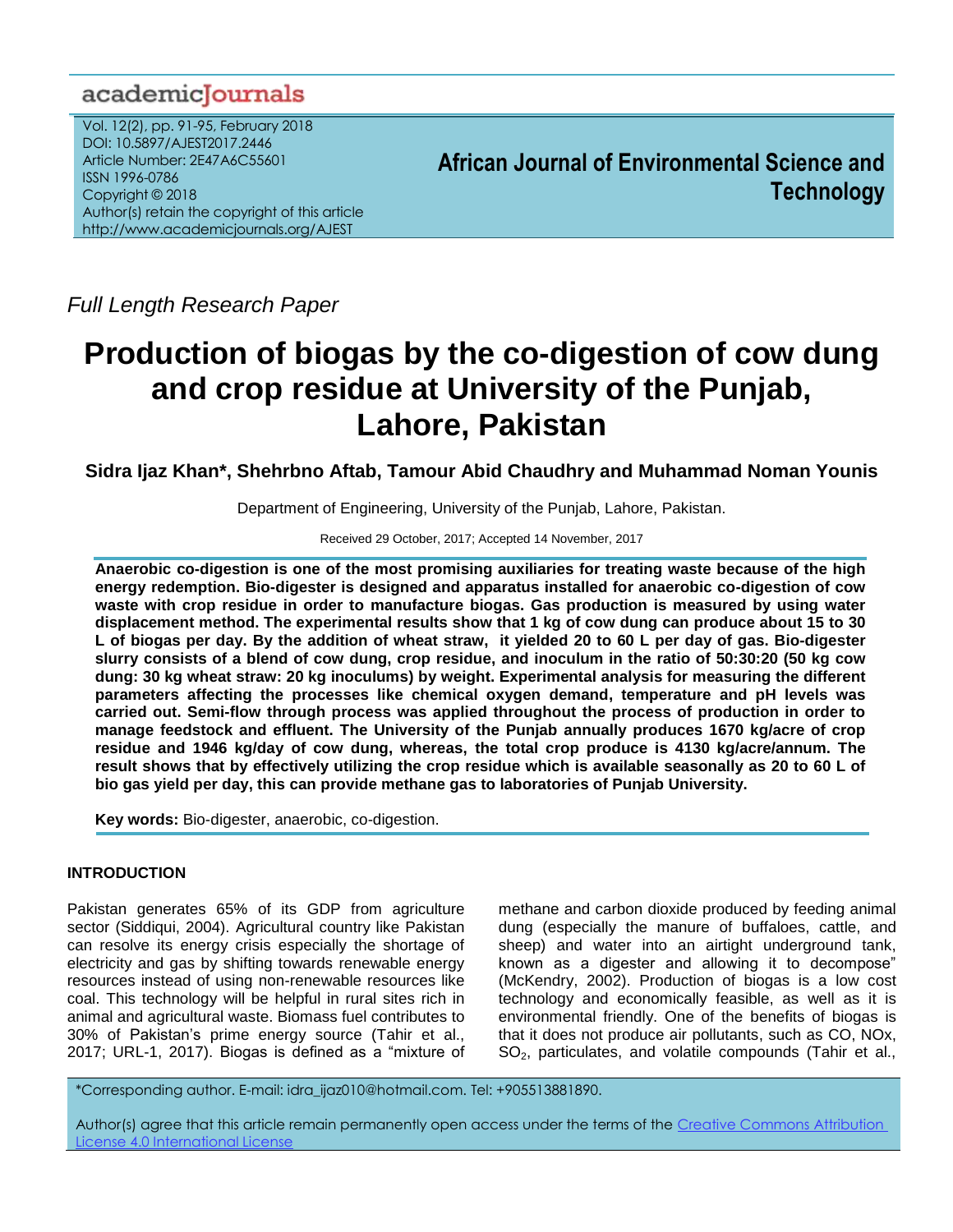academicJournals

Vol. 12(2), pp. 91-95, February 2018
DOI: 10.5897/AJEST2017.2446
Article Number: 2E47A6C55601
ISSN 1996-0786
Copyright © 2018
Author(s) retain the copyright of this article
http://www.academicjournals.org/AJEST

**African Journal of Environmental Science and Technology**

*Full Length Research Paper*

# Production of biogas by the co-digestion of cow dung and crop residue at University of the Punjab, Lahore, Pakistan

**Sidra Ijaz Khan\*, Shehrbno Aftab, Tamour Abid Chaudhry and Muhammad Noman Younis**

Department of Engineering, University of the Punjab, Lahore, Pakistan.

Received 29 October, 2017; Accepted 14 November, 2017

**Anaerobic co-digestion is one of the most promising auxiliaries for treating waste because of the high energy redemption. Bio-digester is designed and apparatus installed for anaerobic co-digestion of cow waste with crop residue in order to manufacture biogas. Gas production is measured by using water displacement method. The experimental results show that 1 kg of cow dung can produce about 15 to 30 L of biogas per day. By the addition of wheat straw, it yielded 20 to 60 L per day of gas. Bio-digester slurry consists of a blend of cow dung, crop residue, and inoculum in the ratio of 50:30:20 (50 kg cow dung: 30 kg wheat straw: 20 kg inoculums) by weight. Experimental analysis for measuring the different parameters affecting the processes like chemical oxygen demand, temperature and pH levels was carried out. Semi-flow through process was applied throughout the process of production in order to manage feedstock and effluent. The University of the Punjab annually produces 1670 kg/acre of crop residue and 1946 kg/day of cow dung, whereas, the total crop produce is 4130 kg/acre/annum. The result shows that by effectively utilizing the crop residue which is available seasonally as 20 to 60 L of bio gas yield per day, this can provide methane gas to laboratories of Punjab University.**

**Key words:** Bio-digester, anaerobic, co-digestion.

## INTRODUCTION

Pakistan generates 65% of its GDP from agriculture sector (Siddiqui, 2004). Agricultural country like Pakistan can resolve its energy crisis especially the shortage of electricity and gas by shifting towards renewable energy resources instead of using non-renewable resources like coal. This technology will be helpful in rural sites rich in animal and agricultural waste. Biomass fuel contributes to 30% of Pakistan's prime energy source (Tahir et al., 2017; URL-1, 2017). Biogas is defined as a "mixture of methane and carbon dioxide produced by feeding animal dung (especially the manure of buffaloes, cattle, and sheep) and water into an airtight underground tank, known as a digester and allowing it to decompose" (McKendry, 2002). Production of biogas is a low cost technology and economically feasible, as well as it is environmental friendly. One of the benefits of biogas is that it does not produce air pollutants, such as CO, NOx, $SO_2$, particulates, and volatile compounds (Tahir et al.,

\*Corresponding author. E-mail: idra_ijaz010@hotmail.com. Tel: +905513881890.

Author(s) agree that this article remain permanently open access under the terms of the Creative Commons Attribution License 4.0 International License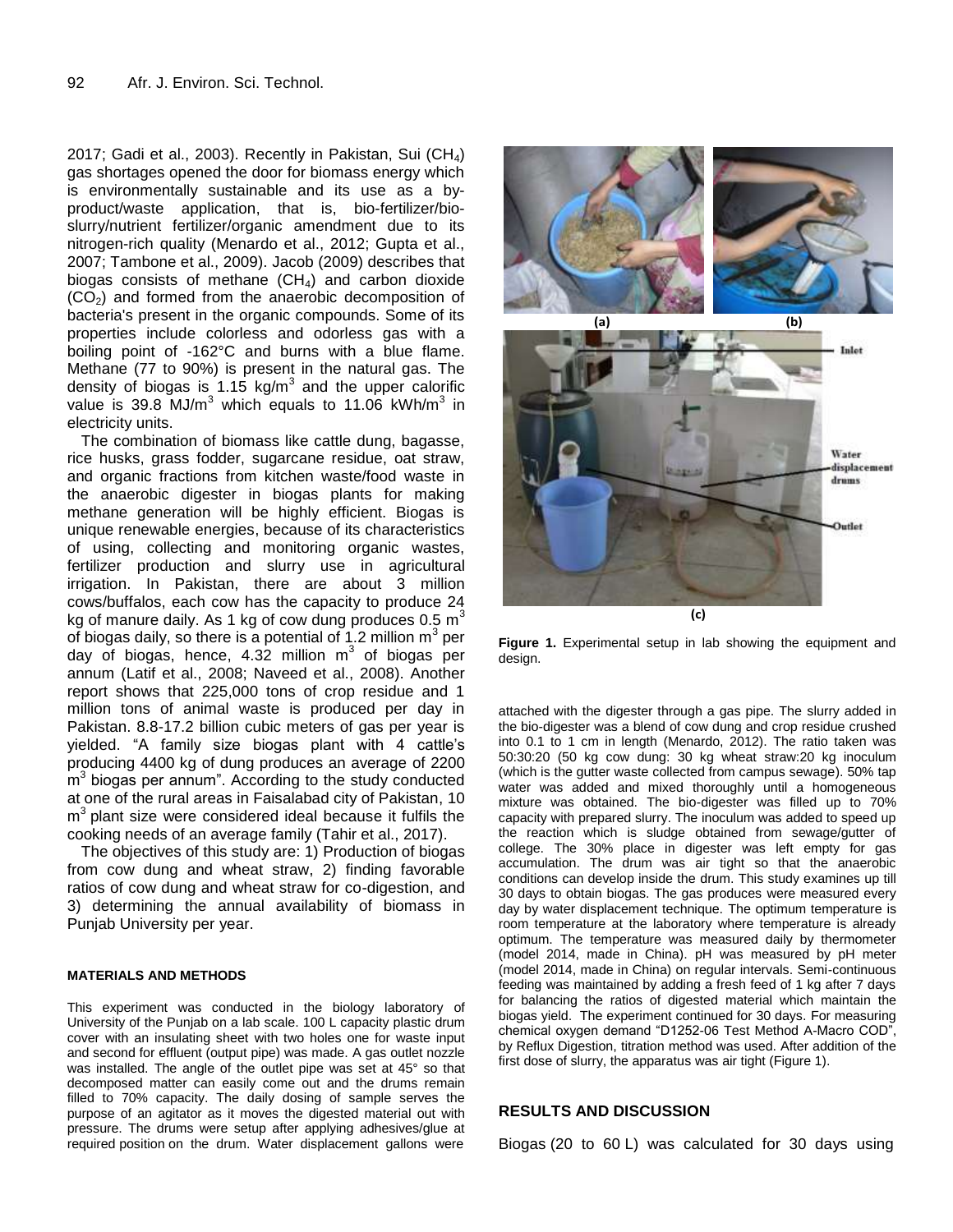2017; Gadi et al., 2003). Recently in Pakistan, Sui ($CH_4$) gas shortages opened the door for biomass energy which is environmentally sustainable and its use as a by-product/waste application, that is, bio-fertilizer/bio-slurry/nutrient fertilizer/organic amendment due to its nitrogen-rich quality (Menardo et al., 2012; Gupta et al., 2007; Tambone et al., 2009). Jacob (2009) describes that biogas consists of methane ($CH_4$) and carbon dioxide ($CO_2$) and formed from the anaerobic decomposition of bacteria's present in the organic compounds. Some of its properties include colorless and odorless gas with a boiling point of -162°C and burns with a blue flame. Methane (77 to 90%) is present in the natural gas. The density of biogas is 1.15 kg/$m^3$ and the upper calorific value is 39.8 MJ/$m^3$ which equals to 11.06 kWh/$m^3$ in electricity units.

The combination of biomass like cattle dung, bagasse, rice husks, grass fodder, sugarcane residue, oat straw, and organic fractions from kitchen waste/food waste in the anaerobic digester in biogas plants for making methane generation will be highly efficient. Biogas is unique renewable energies, because of its characteristics of using, collecting and monitoring organic wastes, fertilizer production and slurry use in agricultural irrigation. In Pakistan, there are about 3 million cows/buffalos, each cow has the capacity to produce 24 kg of manure daily. As 1 kg of cow dung produces 0.5 $m^3$ of biogas daily, so there is a potential of 1.2 million $m^3$ per day of biogas, hence, 4.32 million $m^3$ of biogas per annum (Latif et al., 2008; Naveed et al., 2008). Another report shows that 225,000 tons of crop residue and 1 million tons of animal waste is produced per day in Pakistan. 8.8-17.2 billion cubic meters of gas per year is yielded. "A family size biogas plant with 4 cattle's producing 4400 kg of dung produces an average of 2200 $m^3$ biogas per annum". According to the study conducted at one of the rural areas in Faisalabad city of Pakistan, 10 $m^3$ plant size were considered ideal because it fulfils the cooking needs of an average family (Tahir et al., 2017).

The objectives of this study are: 1) Production of biogas from cow dung and wheat straw, 2) finding favorable ratios of cow dung and wheat straw for co-digestion, and 3) determining the annual availability of biomass in Punjab University per year.

## MATERIALS AND METHODS

This experiment was conducted in the biology laboratory of University of the Punjab on a lab scale. 100 L capacity plastic drum cover with an insulating sheet with two holes one for waste input and second for effluent (output pipe) was made. A gas outlet nozzle was installed. The angle of the outlet pipe was set at 45° so that decomposed matter can easily come out and the drums remain filled to 70% capacity. The daily dosing of sample serves the purpose of an agitator as it moves the digested material out with pressure. The drums were setup after applying adhesives/glue at required position on the drum. Water displacement gallons were attached with the digester through a gas pipe. The slurry added in the bio-digester was a blend of cow dung and crop residue crushed into 0.1 to 1 cm in length (Menardo, 2012). The ratio taken was 50:30:20 (50 kg cow dung: 30 kg wheat straw:20 kg inoculum (which is the gutter waste collected from campus sewage). 50% tap water was added and mixed thoroughly until a homogeneous mixture was obtained. The bio-digester was filled up to 70% capacity with prepared slurry. The inoculum was added to speed up the reaction which is sludge obtained from sewage/gutter of college. The 30% place in digester was left empty for gas accumulation. The drum was air tight so that the anaerobic conditions can develop inside the drum. This study examines up till 30 days to obtain biogas. The gas produces were measured every day by water displacement technique. The optimum temperature is room temperature at the laboratory where temperature is already optimum. The temperature was measured daily by thermometer (model 2014, made in China). pH was measured by pH meter (model 2014, made in China) on regular intervals. Semi-continuous feeding was maintained by adding a fresh feed of 1 kg after 7 days for balancing the ratios of digested material which maintain the biogas yield. The experiment continued for 30 days. For measuring chemical oxygen demand "D1252-06 Test Method A-Macro COD", by Reflux Digestion, titration method was used. After addition of the first dose of slurry, the apparatus was air tight (Figure 1).

**Figure 1.** Experimental setup in lab showing the equipment and design.

## RESULTS AND DISCUSSION

Biogas (20 to 60 L) was calculated for 30 days using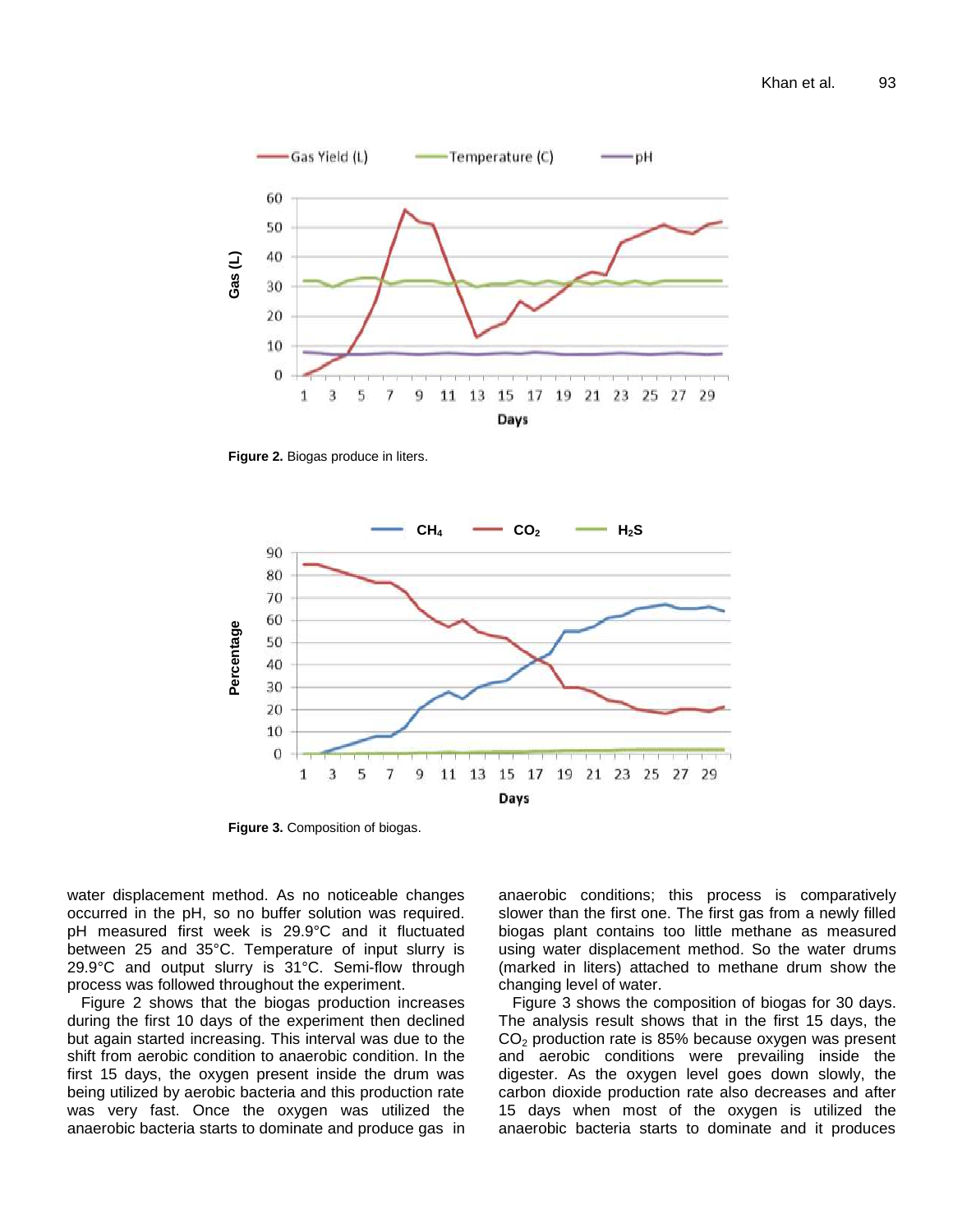Figure 2. Biogas produce in liters.

Figure 3. Composition of biogas.

water displacement method. As no noticeable changes occurred in the pH, so no buffer solution was required. pH measured first week is 29.9°C and it fluctuated between 25 and 35°C. Temperature of input slurry is 29.9°C and output slurry is 31°C. Semi-flow through process was followed throughout the experiment.

Figure 2 shows that the biogas production increases during the first 10 days of the experiment then declined but again started increasing. This interval was due to the shift from aerobic condition to anaerobic condition. In the first 15 days, the oxygen present inside the drum was being utilized by aerobic bacteria and this production rate was very fast. Once the oxygen was utilized the anaerobic bacteria starts to dominate and produce gas in anaerobic conditions; this process is comparatively slower than the first one. The first gas from a newly filled biogas plant contains too little methane as measured using water displacement method. So the water drums (marked in liters) attached to methane drum show the changing level of water.

Figure 3 shows the composition of biogas for 30 days. The analysis result shows that in the first 15 days, the $CO_2$ production rate is 85% because oxygen was present and aerobic conditions were prevailing inside the digester. As the oxygen level goes down slowly, the carbon dioxide production rate also decreases and after 15 days when most of the oxygen is utilized the anaerobic bacteria starts to dominate and it produces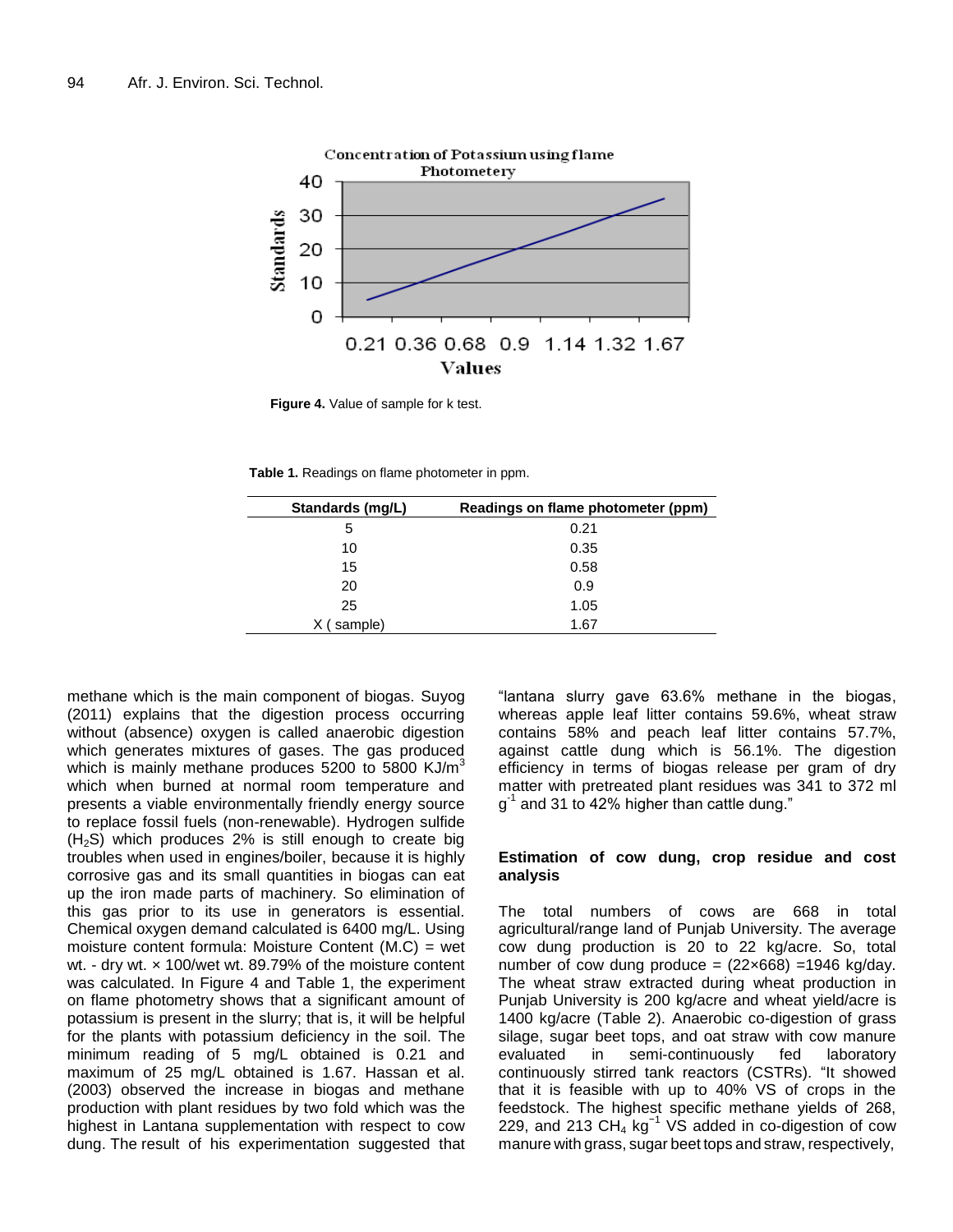Figure 4. Value of sample for k test.

Table 1. Readings on flame photometer in ppm.

| Standards (mg/L) | Readings on flame photometer (ppm) |
|---|---|
| 5 | 0.21 |
| 10 | 0.35 |
| 15 | 0.58 |
| 20 | 0.9 |
| 25 | 1.05 |
| X ( sample) | 1.67 |

methane which is the main component of biogas. Suyog (2011) explains that the digestion process occurring without (absence) oxygen is called anaerobic digestion which generates mixtures of gases. The gas produced which is mainly methane produces 5200 to 5800 KJ/m$^3$ which when burned at normal room temperature and presents a viable environmentally friendly energy source to replace fossil fuels (non-renewable). Hydrogen sulfide ($H_2S$) which produces 2% is still enough to create big troubles when used in engines/boiler, because it is highly corrosive gas and its small quantities in biogas can eat up the iron made parts of machinery. So elimination of this gas prior to its use in generators is essential. Chemical oxygen demand calculated is 6400 mg/L. Using moisture content formula: Moisture Content (M.C) = wet wt. - dry wt. × 100/wet wt. 89.79% of the moisture content was calculated. In Figure 4 and Table 1, the experiment on flame photometry shows that a significant amount of potassium is present in the slurry; that is, it will be helpful for the plants with potassium deficiency in the soil. The minimum reading of 5 mg/L obtained is 0.21 and maximum of 25 mg/L obtained is 1.67. Hassan et al. (2003) observed the increase in biogas and methane production with plant residues by two fold which was the highest in Lantana supplementation with respect to cow dung. The result of his experimentation suggested that "lantana slurry gave 63.6% methane in the biogas, whereas apple leaf litter contains 59.6%, wheat straw contains 58% and peach leaf litter contains 57.7%, against cattle dung which is 56.1%. The digestion efficiency in terms of biogas release per gram of dry matter with pretreated plant residues was 341 to 372 ml g$^{-1}$ and 31 to 42% higher than cattle dung."

## Estimation of cow dung, crop residue and cost analysis

The total numbers of cows are 668 in total agricultural/range land of Punjab University. The average cow dung production is 20 to 22 kg/acre. So, total number of cow dung produce = (22×668) =1946 kg/day. The wheat straw extracted during wheat production in Punjab University is 200 kg/acre and wheat yield/acre is 1400 kg/acre (Table 2). Anaerobic co-digestion of grass silage, sugar beet tops, and oat straw with cow manure evaluated in semi-continuously fed laboratory continuously stirred tank reactors (CSTRs). "It showed that it is feasible with up to 40% VS of crops in the feedstock. The highest specific methane yields of 268, 229, and 213 $CH_4$ kg$^{-1}$ VS added in co-digestion of cow manure with grass, sugar beet tops and straw, respectively,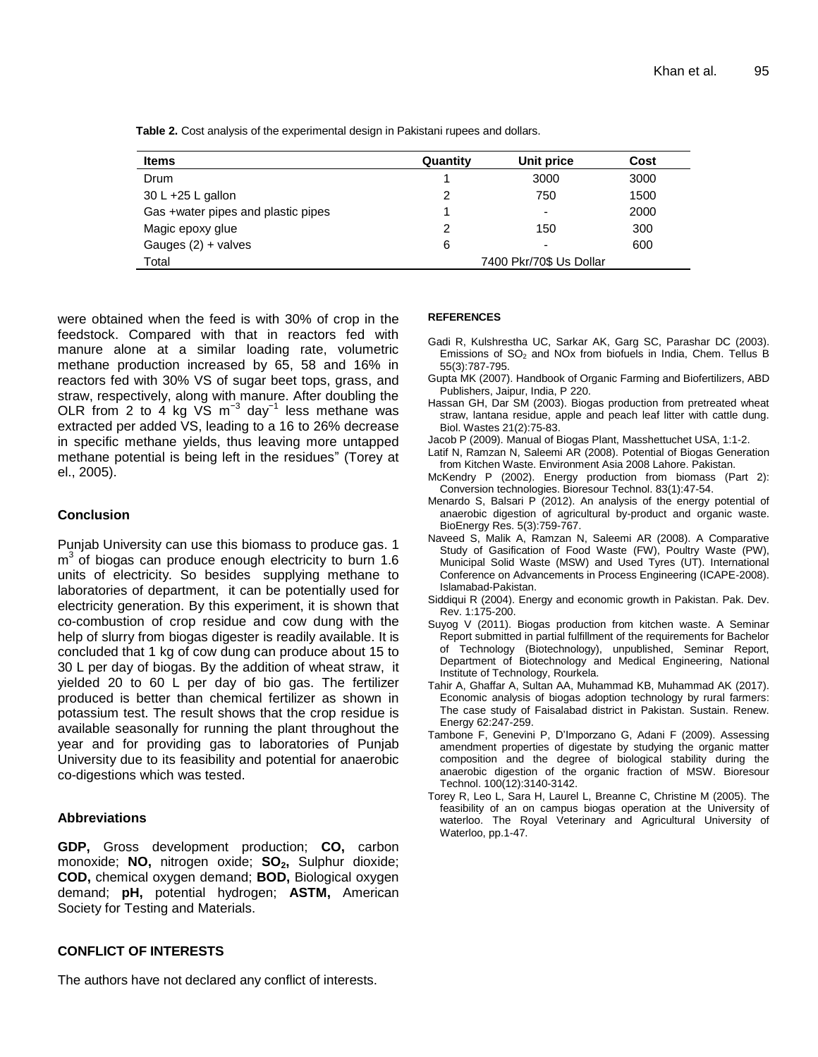**Table 2.** Cost analysis of the experimental design in Pakistani rupees and dollars.

| Items | Quantity | Unit price | Cost |
|---|---|---|---|
| Drum | 1 | 3000 | 3000 |
| 30 L +25 L gallon | 2 | 750 | 1500 |
| Gas +water pipes and plastic pipes | 1 | - | 2000 |
| Magic epoxy glue | 2 | 150 | 300 |
| Gauges (2) + valves | 6 | - | 600 |
| Total | 7400 Pkr/70$ Us Dollar | | |

were obtained when the feed is with 30% of crop in the feedstock. Compared with that in reactors fed with manure alone at a similar loading rate, volumetric methane production increased by 65, 58 and 16% in reactors fed with 30% VS of sugar beet tops, grass, and straw, respectively, along with manure. After doubling the OLR from 2 to 4 kg VS $m^{-3}$ $day^{-1}$ less methane was extracted per added VS, leading to a 16 to 26% decrease in specific methane yields, thus leaving more untapped methane potential is being left in the residues" (Torey at el., 2005).

## Conclusion

Punjab University can use this biomass to produce gas. 1 $m^3$ of biogas can produce enough electricity to burn 1.6 units of electricity. So besides supplying methane to laboratories of department, it can be potentially used for electricity generation. By this experiment, it is shown that co-combustion of crop residue and cow dung with the help of slurry from biogas digester is readily available. It is concluded that 1 kg of cow dung can produce about 15 to 30 L per day of biogas. By the addition of wheat straw, it yielded 20 to 60 L per day of bio gas. The fertilizer produced is better than chemical fertilizer as shown in potassium test. The result shows that the crop residue is available seasonally for running the plant throughout the year and for providing gas to laboratories of Punjab University due to its feasibility and potential for anaerobic co-digestions which was tested.

## Abbreviations

**GDP,** Gross development production; **CO,** carbon monoxide; **NO,** nitrogen oxide; **$SO_2$,** Sulphur dioxide; **COD,** chemical oxygen demand; **BOD,** Biological oxygen demand; **pH,** potential hydrogen; **ASTM,** American Society for Testing and Materials.

## CONFLICT OF INTERESTS

The authors have not declared any conflict of interests.

## REFERENCES

Gadi R, Kulshrestha UC, Sarkar AK, Garg SC, Parashar DC (2003). Emissions of $SO_2$ and NOx from biofuels in India, Chem. Tellus B 55(3):787-795.

Gupta MK (2007). Handbook of Organic Farming and Biofertilizers, ABD Publishers, Jaipur, India, P 220.

Hassan GH, Dar SM (2003). Biogas production from pretreated wheat straw, lantana residue, apple and peach leaf litter with cattle dung. Biol. Wastes 21(2):75-83.

Jacob P (2009). Manual of Biogas Plant, Masshettuchet USA, 1:1-2.

Latif N, Ramzan N, Saleemi AR (2008). Potential of Biogas Generation from Kitchen Waste. Environment Asia 2008 Lahore. Pakistan.

McKendry P (2002). Energy production from biomass (Part 2): Conversion technologies. Bioresour Technol. 83(1):47-54.

Menardo S, Balsari P (2012). An analysis of the energy potential of anaerobic digestion of agricultural by-product and organic waste. BioEnergy Res. 5(3):759-767.

Naveed S, Malik A, Ramzan N, Saleemi AR (2008). A Comparative Study of Gasification of Food Waste (FW), Poultry Waste (PW), Municipal Solid Waste (MSW) and Used Tyres (UT). International Conference on Advancements in Process Engineering (ICAPE-2008). Islamabad-Pakistan.

Siddiqui R (2004). Energy and economic growth in Pakistan. Pak. Dev. Rev. 1:175-200.

Suyog V (2011). Biogas production from kitchen waste. A Seminar Report submitted in partial fulfillment of the requirements for Bachelor of Technology (Biotechnology), unpublished, Seminar Report, Department of Biotechnology and Medical Engineering, National Institute of Technology, Rourkela.

Tahir A, Ghaffar A, Sultan AA, Muhammad KB, Muhammad AK (2017). Economic analysis of biogas adoption technology by rural farmers: The case study of Faisalabad district in Pakistan. Sustain. Renew. Energy 62:247-259.

Tambone F, Genevini P, D'Imporzano G, Adani F (2009). Assessing amendment properties of digestate by studying the organic matter composition and the degree of biological stability during the anaerobic digestion of the organic fraction of MSW. Bioresour Technol. 100(12):3140-3142.

Torey R, Leo L, Sara H, Laurel L, Breanne C, Christine M (2005). The feasibility of an on campus biogas operation at the University of waterloo. The Royal Veterinary and Agricultural University of Waterloo, pp.1-47.